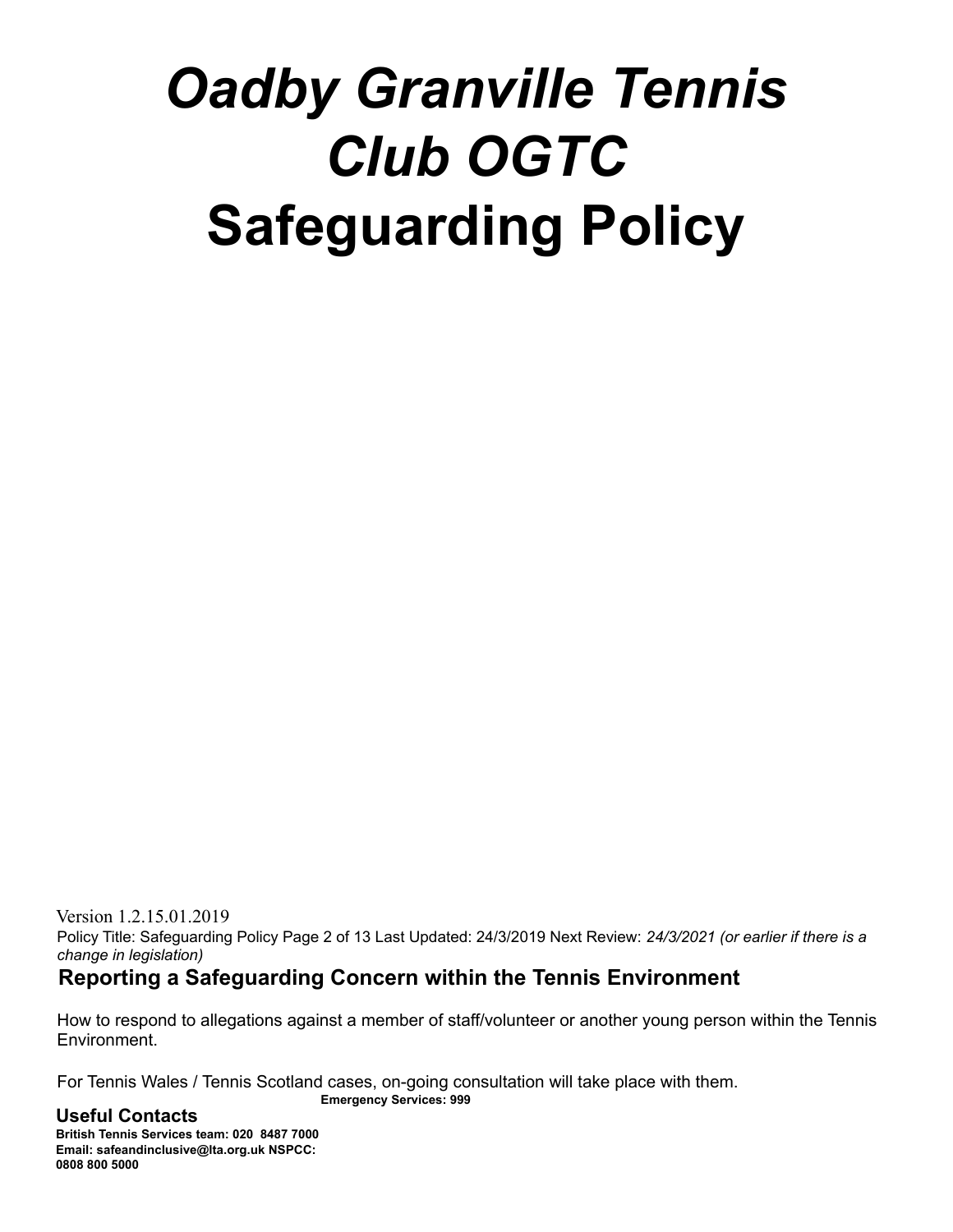# *Oadby Granville Tennis Club OGTC*
# Safeguarding Policy

Version 1.2.15.01.2019

Policy Title: Safeguarding Policy Page 2 of 13 Last Updated: 24/3/2019 Next Review: *24/3/2021 (or earlier if there is a change in legislation)*

## Reporting a Safeguarding Concern within the Tennis Environment

How to respond to allegations against a member of staff/volunteer or another young person within the Tennis Environment.

For Tennis Wales / Tennis Scotland cases, on-going consultation will take place with them.

**Emergency Services: 999**

### Useful Contacts

**British Tennis Services team: 020 8487 7000**
**Email: safeandinclusive@lta.org.uk NSPCC: 0808 800 5000**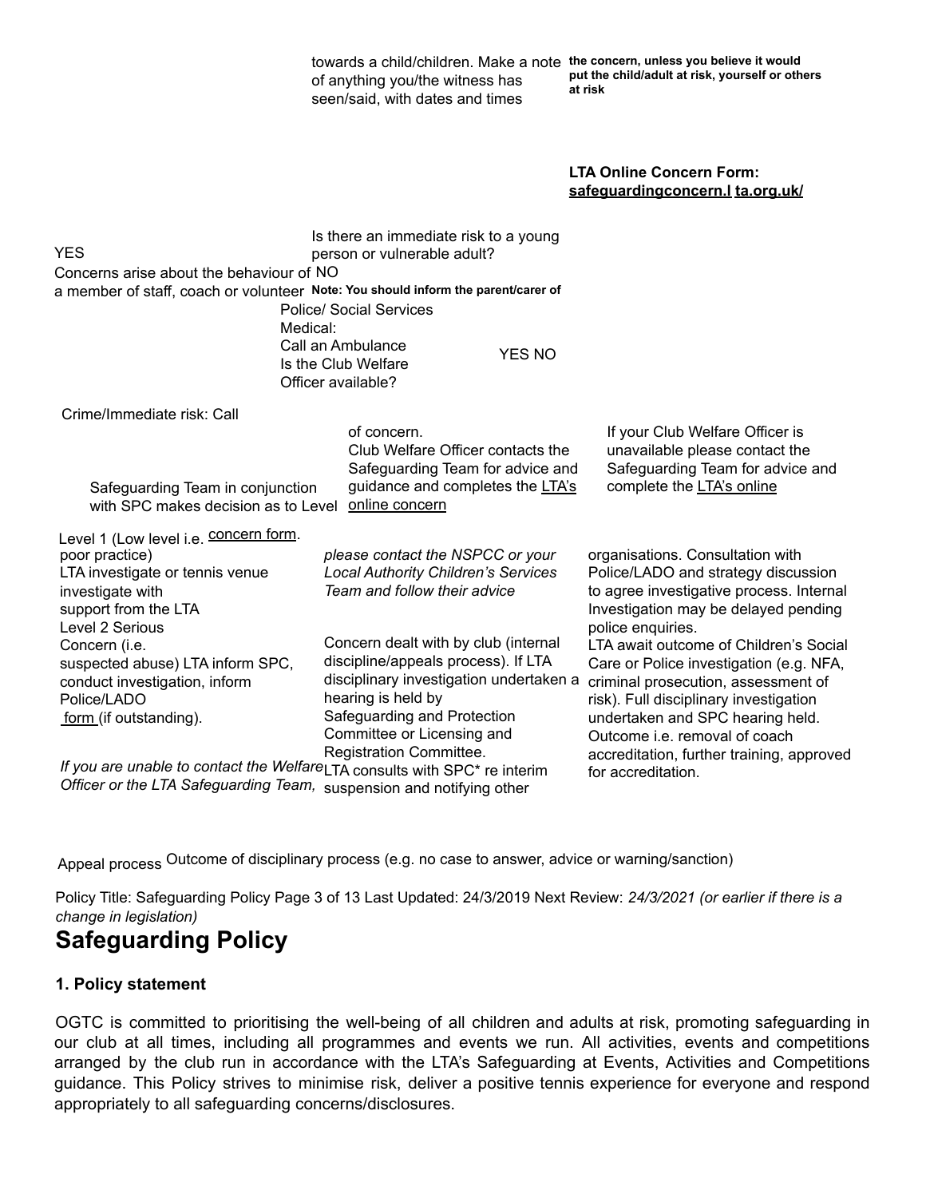towards a child/children. Make a note of anything you/the witness has seen/said, with dates and times

**the concern, unless you believe it would put the child/adult at risk, yourself or others at risk**

**LTA Online Concern Form: safeguardingconcern.l ta.org.uk/**

Is there an immediate risk to a young person or vulnerable adult?

YES

Concerns arise about the behaviour of NO a member of staff, coach or volunteer **Note: You should inform the parent/carer of**

Police/ Social Services

Medical:

Call an Ambulance

Is the Club Welfare Officer available?

YES NO

Crime/Immediate risk: Call

Safeguarding Team in conjunction with SPC makes decision as to Level of concern.

Club Welfare Officer contacts the Safeguarding Team for advice and guidance and completes the LTA's online concern form.

If your Club Welfare Officer is unavailable please contact the Safeguarding Team for advice and complete the LTA's online form (if outstanding).

Level 1 (Low level i.e. poor practice) LTA investigate or tennis venue investigate with support from the LTA

Level 2 Serious Concern (i.e. suspected abuse) LTA inform SPC, conduct investigation, inform Police/LADO

*If you are unable to contact the Welfare Officer or the LTA Safeguarding Team, please contact the NSPCC or your Local Authority Children's Services Team and follow their advice*

Concern dealt with by club (internal discipline/appeals process). If LTA disciplinary investigation undertaken a hearing is held by Safeguarding and Protection Committee or Licensing and Registration Committee.

LTA consults with SPC* re interim suspension and notifying other organisations. Consultation with Police/LADO and strategy discussion to agree investigative process. Internal Investigation may be delayed pending police enquiries.

LTA await outcome of Children's Social Care or Police investigation (e.g. NFA, criminal prosecution, assessment of risk). Full disciplinary investigation undertaken and SPC hearing held. Outcome i.e. removal of coach accreditation, further training, approved for accreditation.

Appeal process Outcome of disciplinary process (e.g. no case to answer, advice or warning/sanction)

# Safeguarding Policy

### 1. Policy statement

OGTC is committed to prioritising the well-being of all children and adults at risk, promoting safeguarding in our club at all times, including all programmes and events we run. All activities, events and competitions arranged by the club run in accordance with the LTA's Safeguarding at Events, Activities and Competitions guidance. This Policy strives to minimise risk, deliver a positive tennis experience for everyone and respond appropriately to all safeguarding concerns/disclosures.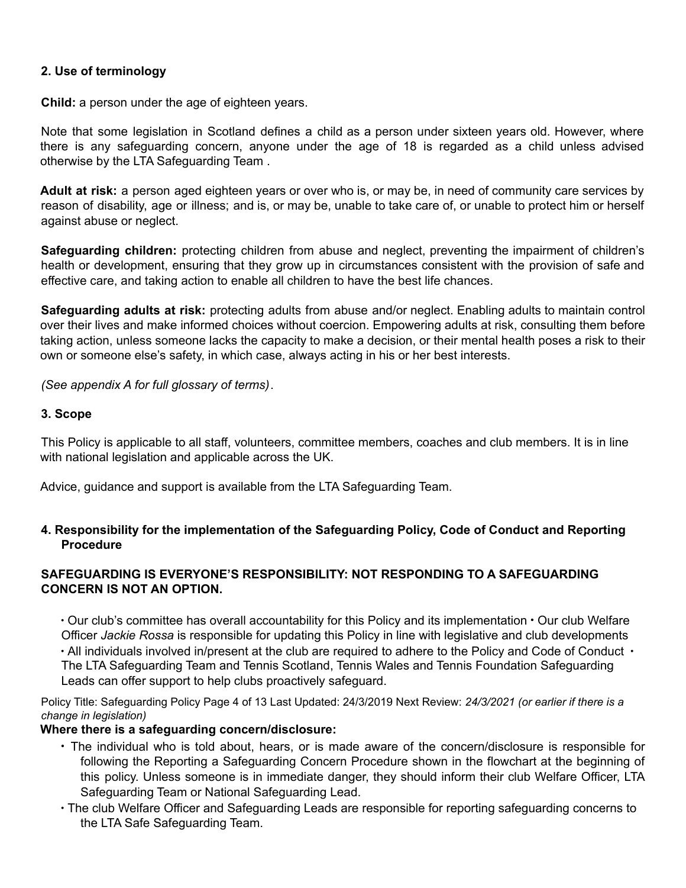## 2. Use of terminology

**Child:** a person under the age of eighteen years.

Note that some legislation in Scotland defines a child as a person under sixteen years old. However, where there is any safeguarding concern, anyone under the age of 18 is regarded as a child unless advised otherwise by the LTA Safeguarding Team .

**Adult at risk:** a person aged eighteen years or over who is, or may be, in need of community care services by reason of disability, age or illness; and is, or may be, unable to take care of, or unable to protect him or herself against abuse or neglect.

**Safeguarding children:** protecting children from abuse and neglect, preventing the impairment of children's health or development, ensuring that they grow up in circumstances consistent with the provision of safe and effective care, and taking action to enable all children to have the best life chances.

**Safeguarding adults at risk:** protecting adults from abuse and/or neglect. Enabling adults to maintain control over their lives and make informed choices without coercion. Empowering adults at risk, consulting them before taking action, unless someone lacks the capacity to make a decision, or their mental health poses a risk to their own or someone else's safety, in which case, always acting in his or her best interests.

*(See appendix A for full glossary of terms)*.

## 3. Scope

This Policy is applicable to all staff, volunteers, committee members, coaches and club members. It is in line with national legislation and applicable across the UK.

Advice, guidance and support is available from the LTA Safeguarding Team.

## 4. Responsibility for the implementation of the Safeguarding Policy, Code of Conduct and Reporting Procedure

**SAFEGUARDING IS EVERYONE'S RESPONSIBILITY: NOT RESPONDING TO A SAFEGUARDING CONCERN IS NOT AN OPTION.**

- Our club's committee has overall accountability for this Policy and its implementation
- Our club Welfare Officer *Jackie Rossa* is responsible for updating this Policy in line with legislative and club developments
- All individuals involved in/present at the club are required to adhere to the Policy and Code of Conduct
- The LTA Safeguarding Team and Tennis Scotland, Tennis Wales and Tennis Foundation Safeguarding Leads can offer support to help clubs proactively safeguard.

Policy Title: Safeguarding Policy Last Updated: 24/3/2019 Next Review: *24/3/2021 (or earlier if there is a change in legislation)*

**Where there is a safeguarding concern/disclosure:**

- The individual who is told about, hears, or is made aware of the concern/disclosure is responsible for following the Reporting a Safeguarding Concern Procedure shown in the flowchart at the beginning of this policy. Unless someone is in immediate danger, they should inform their club Welfare Officer, LTA Safeguarding Team or National Safeguarding Lead.
- The club Welfare Officer and Safeguarding Leads are responsible for reporting safeguarding concerns to the LTA Safe Safeguarding Team.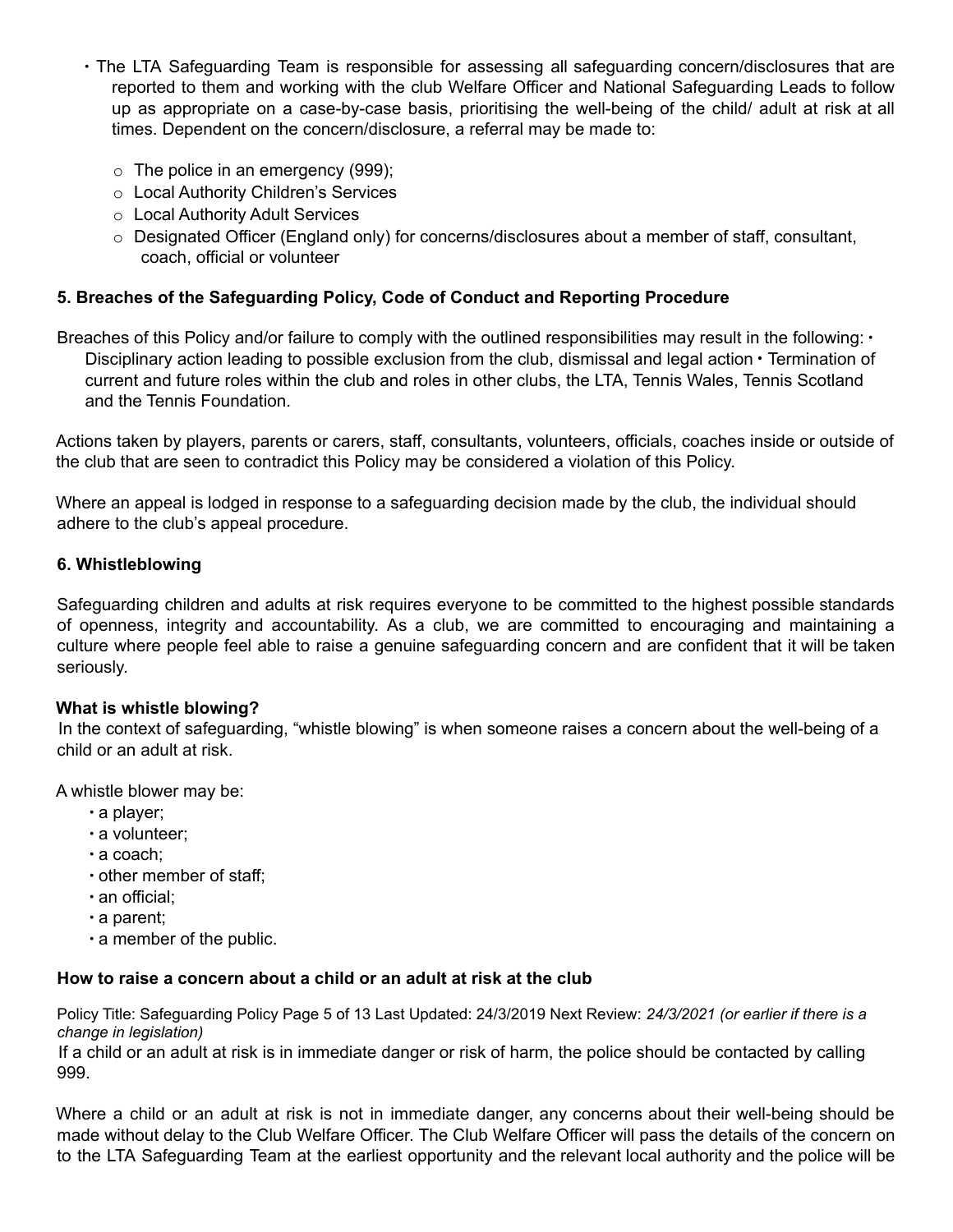- The LTA Safeguarding Team is responsible for assessing all safeguarding concern/disclosures that are reported to them and working with the club Welfare Officer and National Safeguarding Leads to follow up as appropriate on a case-by-case basis, prioritising the well-being of the child/ adult at risk at all times. Dependent on the concern/disclosure, a referral may be made to:
  - The police in an emergency (999);
  - Local Authority Children's Services
  - Local Authority Adult Services
  - Designated Officer (England only) for concerns/disclosures about a member of staff, consultant, coach, official or volunteer

### 5. Breaches of the Safeguarding Policy, Code of Conduct and Reporting Procedure

Breaches of this Policy and/or failure to comply with the outlined responsibilities may result in the following:
- Disciplinary action leading to possible exclusion from the club, dismissal and legal action
- Termination of current and future roles within the club and roles in other clubs, the LTA, Tennis Wales, Tennis Scotland and the Tennis Foundation.

Actions taken by players, parents or carers, staff, consultants, volunteers, officials, coaches inside or outside of the club that are seen to contradict this Policy may be considered a violation of this Policy.

Where an appeal is lodged in response to a safeguarding decision made by the club, the individual should adhere to the club's appeal procedure.

### 6. Whistleblowing

Safeguarding children and adults at risk requires everyone to be committed to the highest possible standards of openness, integrity and accountability. As a club, we are committed to encouraging and maintaining a culture where people feel able to raise a genuine safeguarding concern and are confident that it will be taken seriously.

**What is whistle blowing?**

In the context of safeguarding, "whistle blowing" is when someone raises a concern about the well-being of a child or an adult at risk.

A whistle blower may be:
- a player;
- a volunteer;
- a coach;
- other member of staff;
- an official;
- a parent;
- a member of the public.

**How to raise a concern about a child or an adult at risk at the club**

If a child or an adult at risk is in immediate danger or risk of harm, the police should be contacted by calling 999.

Where a child or an adult at risk is not in immediate danger, any concerns about their well-being should be made without delay to the Club Welfare Officer. The Club Welfare Officer will pass the details of the concern on to the LTA Safeguarding Team at the earliest opportunity and the relevant local authority and the police will be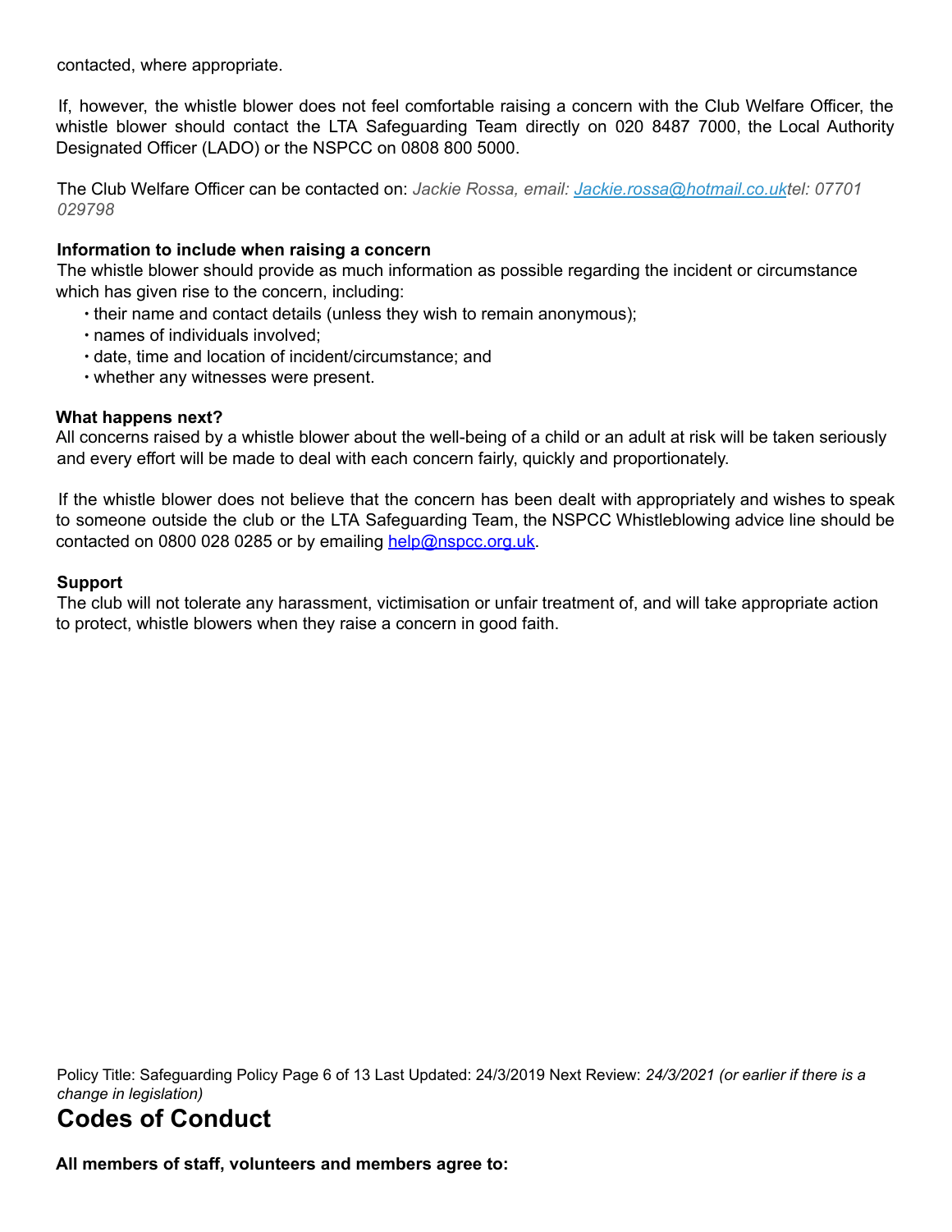contacted, where appropriate.

If, however, the whistle blower does not feel comfortable raising a concern with the Club Welfare Officer, the whistle blower should contact the LTA Safeguarding Team directly on 020 8487 7000, the Local Authority Designated Officer (LADO) or the NSPCC on 0808 800 5000.

The Club Welfare Officer can be contacted on: *Jackie Rossa, email: [Jackie.rossa@hotmail.co.uk](mailto:Jackie.rossa@hotmail.co.uk)tel: 07701 029798*

**Information to include when raising a concern**

The whistle blower should provide as much information as possible regarding the incident or circumstance which has given rise to the concern, including:

- their name and contact details (unless they wish to remain anonymous);
- names of individuals involved;
- date, time and location of incident/circumstance; and
- whether any witnesses were present.

**What happens next?**

All concerns raised by a whistle blower about the well-being of a child or an adult at risk will be taken seriously and every effort will be made to deal with each concern fairly, quickly and proportionately.

If the whistle blower does not believe that the concern has been dealt with appropriately and wishes to speak to someone outside the club or the LTA Safeguarding Team, the NSPCC Whistleblowing advice line should be contacted on 0800 028 0285 or by emailing [help@nspcc.org.uk](mailto:help@nspcc.org.uk).

**Support**

The club will not tolerate any harassment, victimisation or unfair treatment of, and will take appropriate action to protect, whistle blowers when they raise a concern in good faith.

# Codes of Conduct

**All members of staff, volunteers and members agree to:**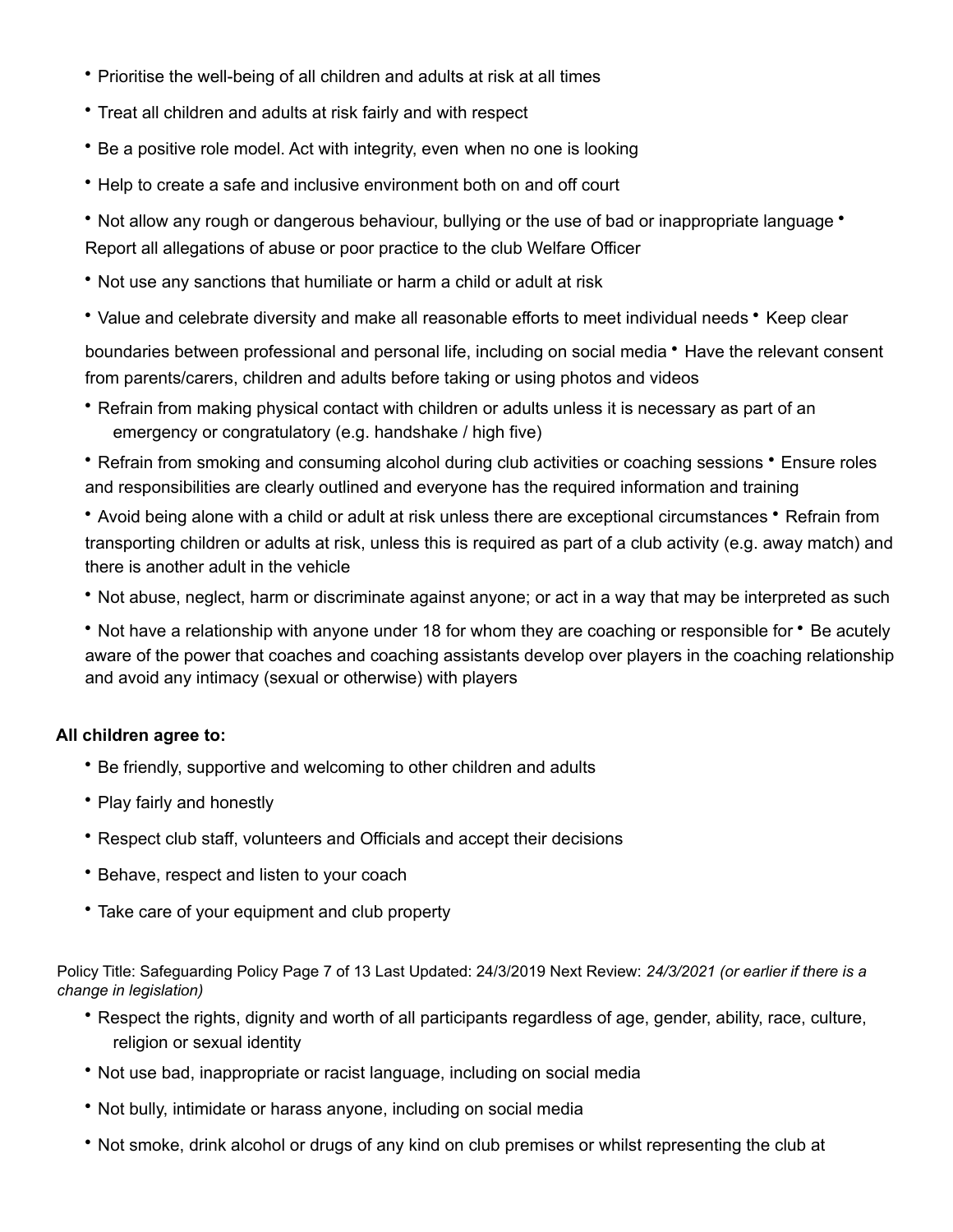- Prioritise the well-being of all children and adults at risk at all times
- Treat all children and adults at risk fairly and with respect
- Be a positive role model. Act with integrity, even when no one is looking
- Help to create a safe and inclusive environment both on and off court
- Not allow any rough or dangerous behaviour, bullying or the use of bad or inappropriate language
- Report all allegations of abuse or poor practice to the club Welfare Officer
- Not use any sanctions that humiliate or harm a child or adult at risk
- Value and celebrate diversity and make all reasonable efforts to meet individual needs
- Keep clear boundaries between professional and personal life, including on social media
- Have the relevant consent from parents/carers, children and adults before taking or using photos and videos
- Refrain from making physical contact with children or adults unless it is necessary as part of an emergency or congratulatory (e.g. handshake / high five)
- Refrain from smoking and consuming alcohol during club activities or coaching sessions
- Ensure roles and responsibilities are clearly outlined and everyone has the required information and training
- Avoid being alone with a child or adult at risk unless there are exceptional circumstances
- Refrain from transporting children or adults at risk, unless this is required as part of a club activity (e.g. away match) and there is another adult in the vehicle
- Not abuse, neglect, harm or discriminate against anyone; or act in a way that may be interpreted as such
- Not have a relationship with anyone under 18 for whom they are coaching or responsible for
- Be acutely aware of the power that coaches and coaching assistants develop over players in the coaching relationship and avoid any intimacy (sexual or otherwise) with players

**All children agree to:**

- Be friendly, supportive and welcoming to other children and adults
- Play fairly and honestly
- Respect club staff, volunteers and Officials and accept their decisions
- Behave, respect and listen to your coach
- Take care of your equipment and club property
- Respect the rights, dignity and worth of all participants regardless of age, gender, ability, race, culture, religion or sexual identity
- Not use bad, inappropriate or racist language, including on social media
- Not bully, intimidate or harass anyone, including on social media
- Not smoke, drink alcohol or drugs of any kind on club premises or whilst representing the club at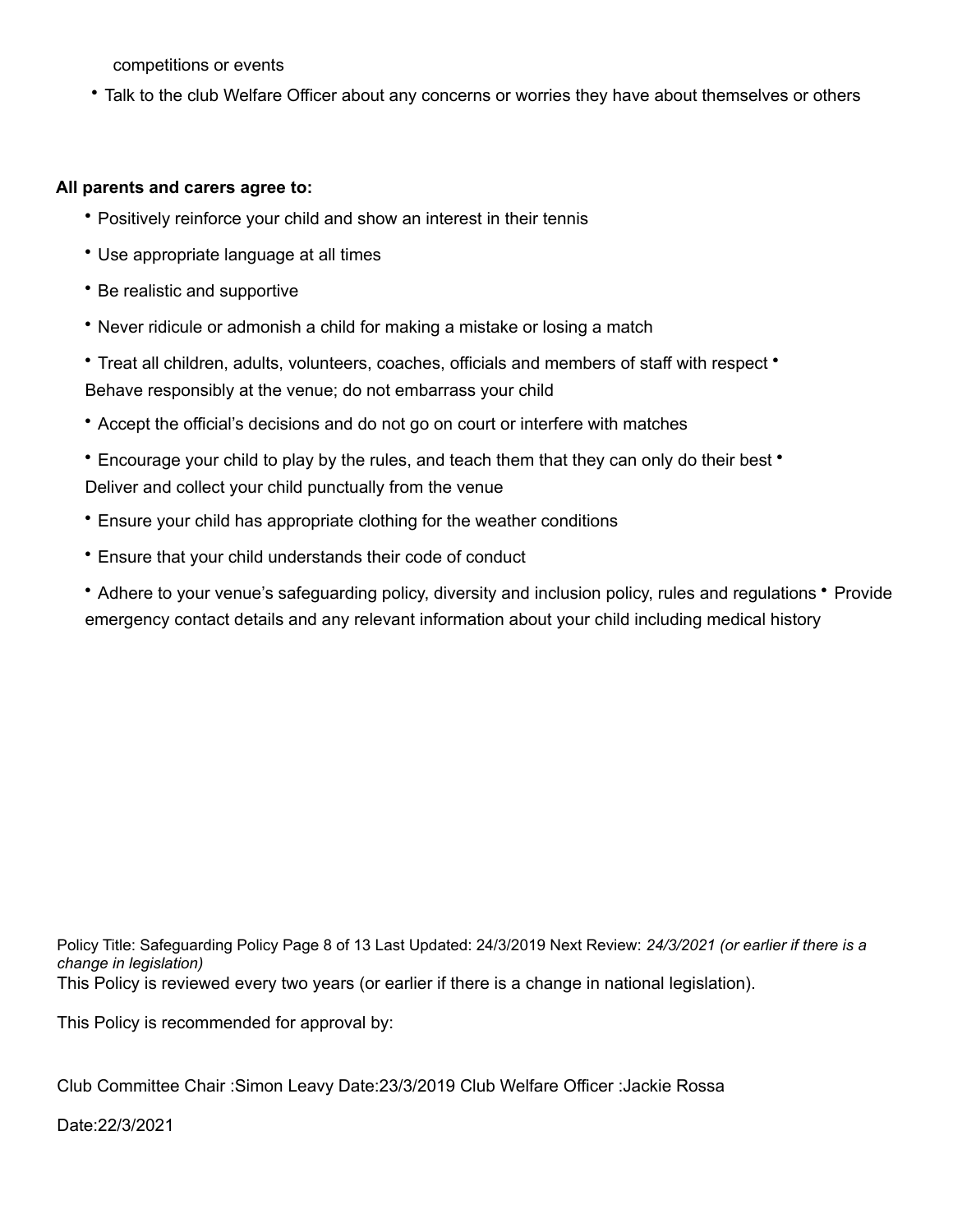competitions or events

- Talk to the club Welfare Officer about any concerns or worries they have about themselves or others

**All parents and carers agree to:**

- Positively reinforce your child and show an interest in their tennis
- Use appropriate language at all times
- Be realistic and supportive
- Never ridicule or admonish a child for making a mistake or losing a match
- Treat all children, adults, volunteers, coaches, officials and members of staff with respect
- Behave responsibly at the venue; do not embarrass your child
- Accept the official's decisions and do not go on court or interfere with matches
- Encourage your child to play by the rules, and teach them that they can only do their best
- Deliver and collect your child punctually from the venue
- Ensure your child has appropriate clothing for the weather conditions
- Ensure that your child understands their code of conduct
- Adhere to your venue's safeguarding policy, diversity and inclusion policy, rules and regulations
- Provide emergency contact details and any relevant information about your child including medical history

Policy Title: Safeguarding Policy Page 8 of 13 Last Updated: 24/3/2019 Next Review: *24/3/2021 (or earlier if there is a change in legislation)*

This Policy is reviewed every two years (or earlier if there is a change in national legislation).

This Policy is recommended for approval by:

Club Committee Chair :Simon Leavy Date:23/3/2019 Club Welfare Officer :Jackie Rossa

Date:22/3/2021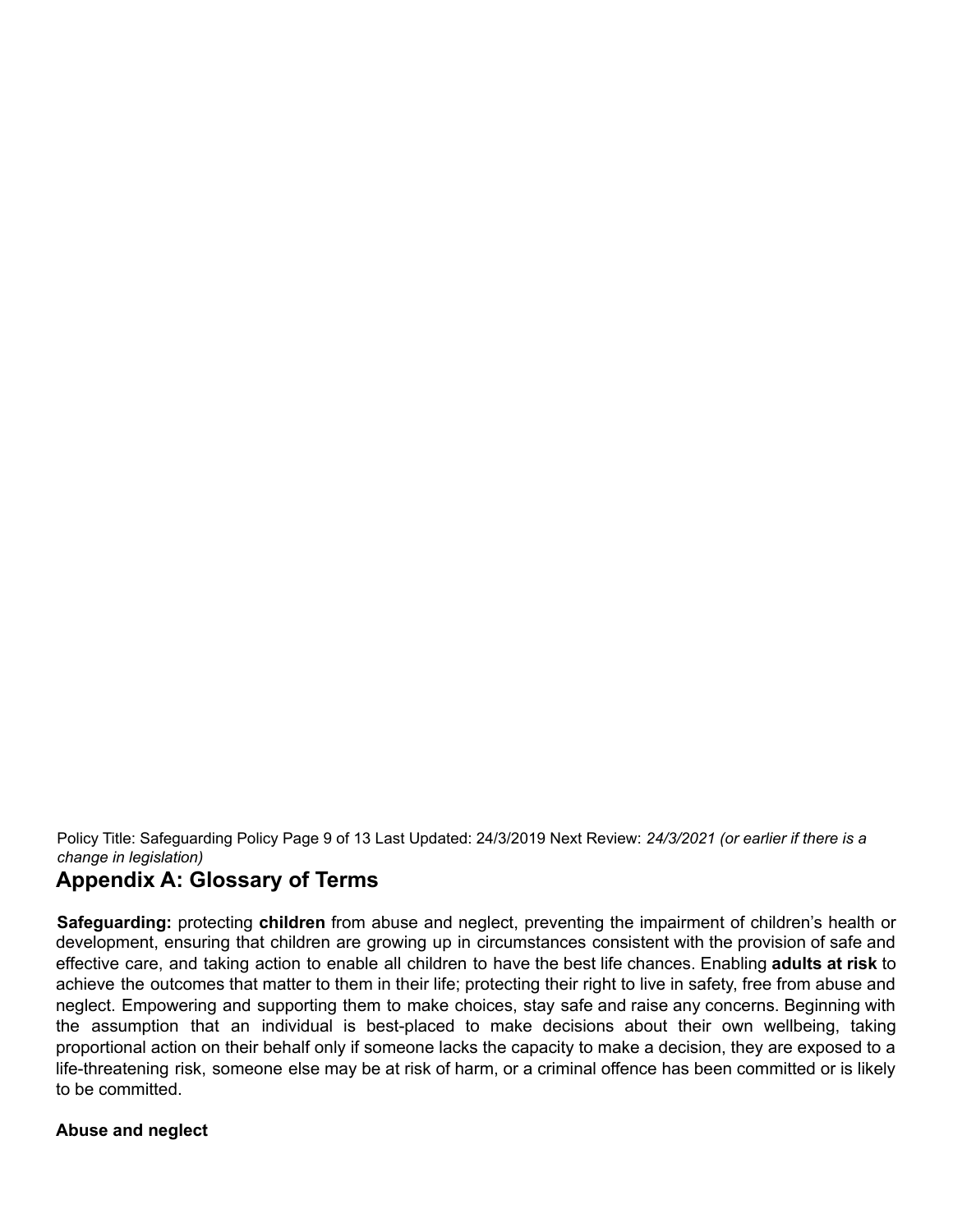## Appendix A: Glossary of Terms

**Safeguarding:** protecting **children** from abuse and neglect, preventing the impairment of children's health or development, ensuring that children are growing up in circumstances consistent with the provision of safe and effective care, and taking action to enable all children to have the best life chances. Enabling **adults at risk** to achieve the outcomes that matter to them in their life; protecting their right to live in safety, free from abuse and neglect. Empowering and supporting them to make choices, stay safe and raise any concerns. Beginning with the assumption that an individual is best-placed to make decisions about their own wellbeing, taking proportional action on their behalf only if someone lacks the capacity to make a decision, they are exposed to a life-threatening risk, someone else may be at risk of harm, or a criminal offence has been committed or is likely to be committed.

**Abuse and neglect**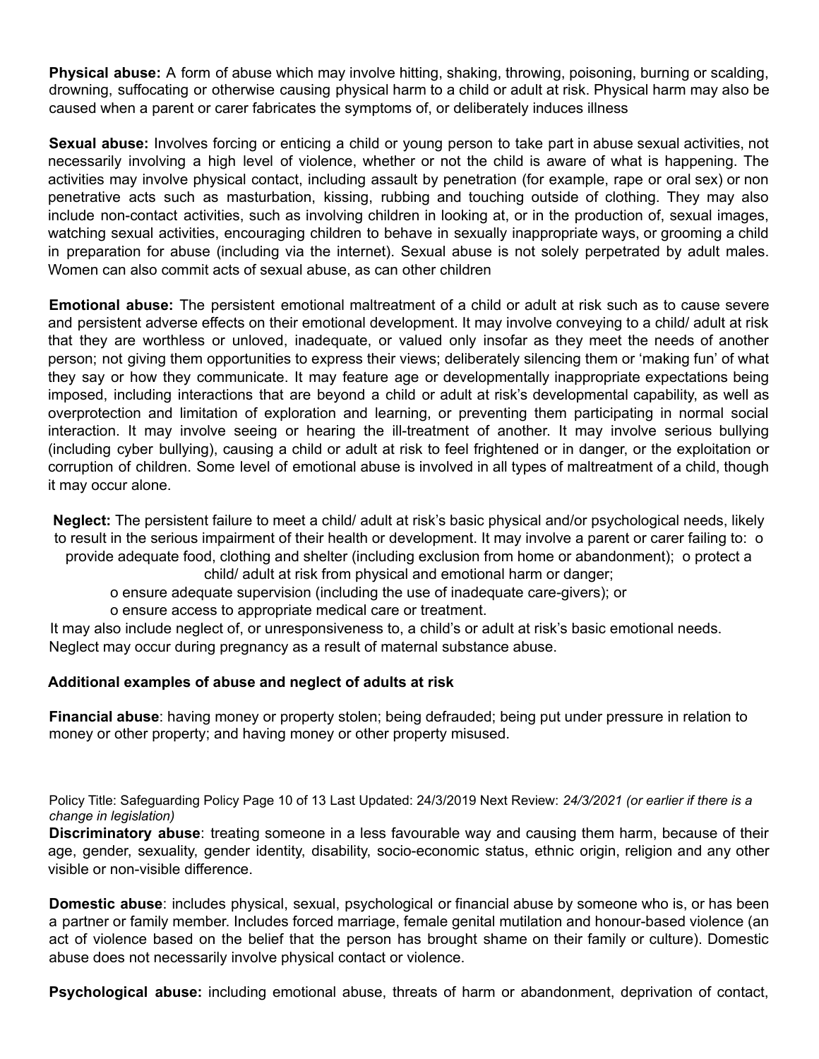**Physical abuse:** A form of abuse which may involve hitting, shaking, throwing, poisoning, burning or scalding, drowning, suffocating or otherwise causing physical harm to a child or adult at risk. Physical harm may also be caused when a parent or carer fabricates the symptoms of, or deliberately induces illness

**Sexual abuse:** Involves forcing or enticing a child or young person to take part in abuse sexual activities, not necessarily involving a high level of violence, whether or not the child is aware of what is happening. The activities may involve physical contact, including assault by penetration (for example, rape or oral sex) or non penetrative acts such as masturbation, kissing, rubbing and touching outside of clothing. They may also include non-contact activities, such as involving children in looking at, or in the production of, sexual images, watching sexual activities, encouraging children to behave in sexually inappropriate ways, or grooming a child in preparation for abuse (including via the internet). Sexual abuse is not solely perpetrated by adult males. Women can also commit acts of sexual abuse, as can other children

**Emotional abuse:** The persistent emotional maltreatment of a child or adult at risk such as to cause severe and persistent adverse effects on their emotional development. It may involve conveying to a child/ adult at risk that they are worthless or unloved, inadequate, or valued only insofar as they meet the needs of another person; not giving them opportunities to express their views; deliberately silencing them or 'making fun' of what they say or how they communicate. It may feature age or developmentally inappropriate expectations being imposed, including interactions that are beyond a child or adult at risk's developmental capability, as well as overprotection and limitation of exploration and learning, or preventing them participating in normal social interaction. It may involve seeing or hearing the ill-treatment of another. It may involve serious bullying (including cyber bullying), causing a child or adult at risk to feel frightened or in danger, or the exploitation or corruption of children. Some level of emotional abuse is involved in all types of maltreatment of a child, though it may occur alone.

**Neglect:** The persistent failure to meet a child/ adult at risk's basic physical and/or psychological needs, likely to result in the serious impairment of their health or development. It may involve a parent or carer failing to:

- provide adequate food, clothing and shelter (including exclusion from home or abandonment);
- protect a child/ adult at risk from physical and emotional harm or danger;
- ensure adequate supervision (including the use of inadequate care-givers); or
- ensure access to appropriate medical care or treatment.

It may also include neglect of, or unresponsiveness to, a child's or adult at risk's basic emotional needs. Neglect may occur during pregnancy as a result of maternal substance abuse.

### Additional examples of abuse and neglect of adults at risk

**Financial abuse**: having money or property stolen; being defrauded; being put under pressure in relation to money or other property; and having money or other property misused.

**Discriminatory abuse**: treating someone in a less favourable way and causing them harm, because of their age, gender, sexuality, gender identity, disability, socio-economic status, ethnic origin, religion and any other visible or non-visible difference.

**Domestic abuse**: includes physical, sexual, psychological or financial abuse by someone who is, or has been a partner or family member. Includes forced marriage, female genital mutilation and honour-based violence (an act of violence based on the belief that the person has brought shame on their family or culture). Domestic abuse does not necessarily involve physical contact or violence.

**Psychological abuse:** including emotional abuse, threats of harm or abandonment, deprivation of contact,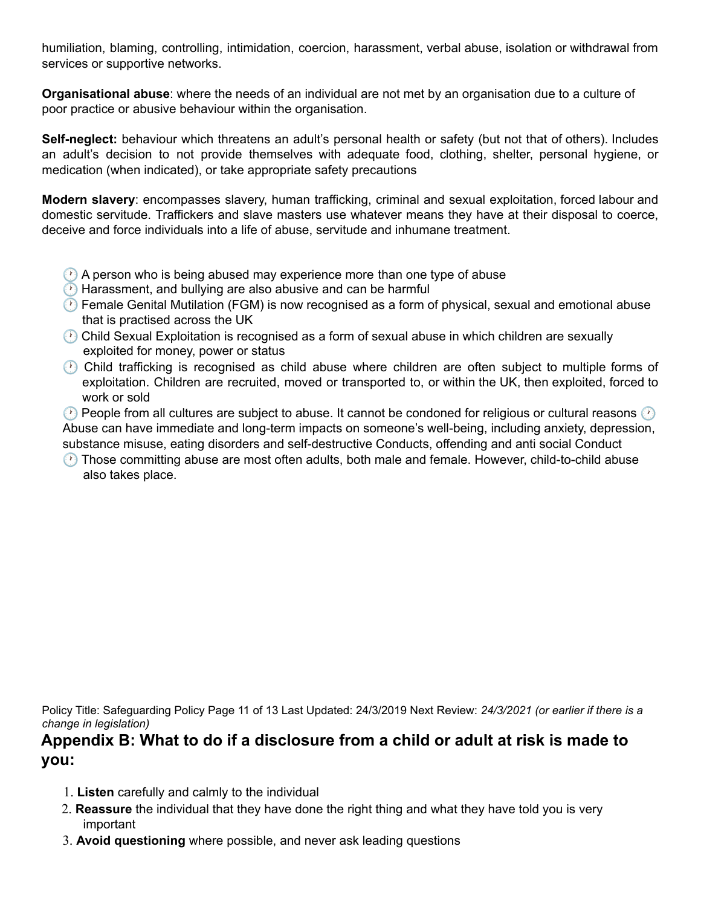humiliation, blaming, controlling, intimidation, coercion, harassment, verbal abuse, isolation or withdrawal from services or supportive networks.

**Organisational abuse**: where the needs of an individual are not met by an organisation due to a culture of poor practice or abusive behaviour within the organisation.

**Self-neglect:** behaviour which threatens an adult's personal health or safety (but not that of others). Includes an adult's decision to not provide themselves with adequate food, clothing, shelter, personal hygiene, or medication (when indicated), or take appropriate safety precautions

**Modern slavery**: encompasses slavery, human trafficking, criminal and sexual exploitation, forced labour and domestic servitude. Traffickers and slave masters use whatever means they have at their disposal to coerce, deceive and force individuals into a life of abuse, servitude and inhumane treatment.

- A person who is being abused may experience more than one type of abuse
- Harassment, and bullying are also abusive and can be harmful
- Female Genital Mutilation (FGM) is now recognised as a form of physical, sexual and emotional abuse that is practised across the UK
- Child Sexual Exploitation is recognised as a form of sexual abuse in which children are sexually exploited for money, power or status
- Child trafficking is recognised as child abuse where children are often subject to multiple forms of exploitation. Children are recruited, moved or transported to, or within the UK, then exploited, forced to work or sold
- People from all cultures are subject to abuse. It cannot be condoned for religious or cultural reasons
- Abuse can have immediate and long-term impacts on someone's well-being, including anxiety, depression, substance misuse, eating disorders and self-destructive Conducts, offending and anti social Conduct
- Those committing abuse are most often adults, both male and female. However, child-to-child abuse also takes place.

## Appendix B: What to do if a disclosure from a child or adult at risk is made to you:

1. **Listen** carefully and calmly to the individual
2. **Reassure** the individual that they have done the right thing and what they have told you is very important
3. **Avoid questioning** where possible, and never ask leading questions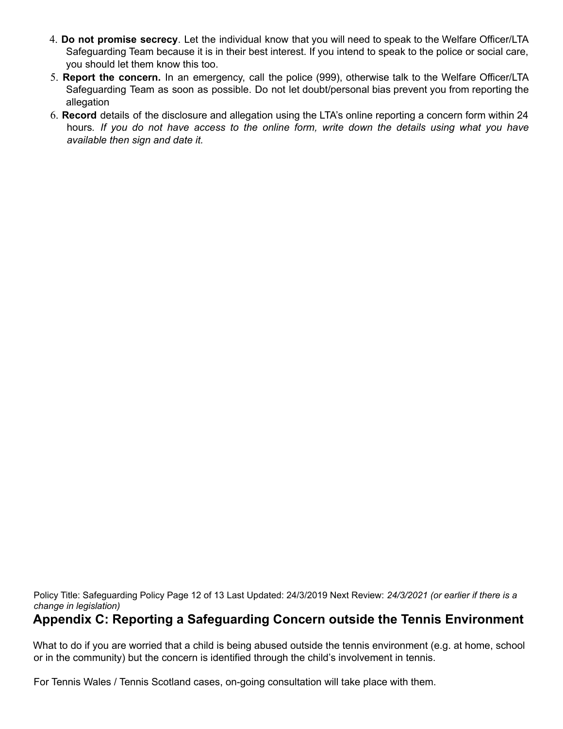4. **Do not promise secrecy**. Let the individual know that you will need to speak to the Welfare Officer/LTA Safeguarding Team because it is in their best interest. If you intend to speak to the police or social care, you should let them know this too.
5. **Report the concern.** In an emergency, call the police (999), otherwise talk to the Welfare Officer/LTA Safeguarding Team as soon as possible. Do not let doubt/personal bias prevent you from reporting the allegation
6. **Record** details of the disclosure and allegation using the LTA's online reporting a concern form within 24 hours*. If you do not have access to the online form, write down the details using what you have available then sign and date it.*

## Appendix C: Reporting a Safeguarding Concern outside the Tennis Environment

What to do if you are worried that a child is being abused outside the tennis environment (e.g. at home, school or in the community) but the concern is identified through the child's involvement in tennis.

For Tennis Wales / Tennis Scotland cases, on-going consultation will take place with them.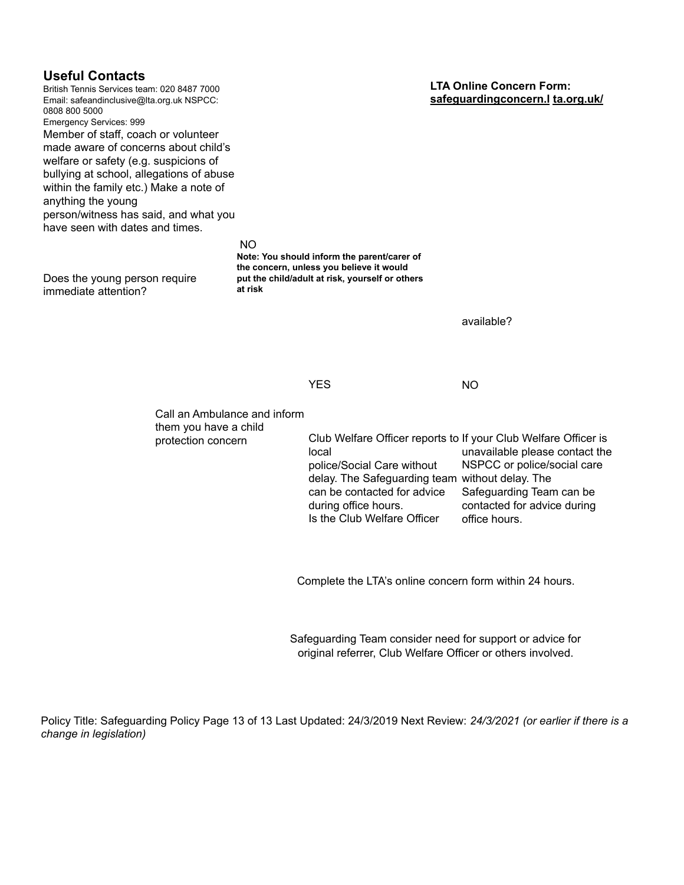## Useful Contacts

British Tennis Services team: 020 8487 7000
Email: safeandinclusive@lta.org.uk NSPCC: 0808 800 5000
Emergency Services: 999

**LTA Online Concern Form:** **safeguardingconcern.l ta.org.uk/**

Member of staff, coach or volunteer made aware of concerns about child's welfare or safety (e.g. suspicions of bullying at school, allegations of abuse within the family etc.) Make a note of anything the young person/witness has said, and what you have seen with dates and times.

NO

**Note: You should inform the parent/carer of the concern, unless you believe it would put the child/adult at risk, yourself or others at risk**

Does the young person require immediate attention?

available?

YES

NO

Call an Ambulance and inform them you have a child protection concern

Club Welfare Officer reports to local police/Social Care without delay. The Safeguarding team can be contacted for advice during office hours.
Is the Club Welfare Officer

If your Club Welfare Officer is unavailable please contact the NSPCC or police/social care without delay. The Safeguarding Team can be contacted for advice during office hours.

Complete the LTA's online concern form within 24 hours.

Safeguarding Team consider need for support or advice for original referrer, Club Welfare Officer or others involved.

Policy Title: Safeguarding Policy Page 13 of 13 Last Updated: 24/3/2019 Next Review: *24/3/2021 (or earlier if there is a change in legislation)*